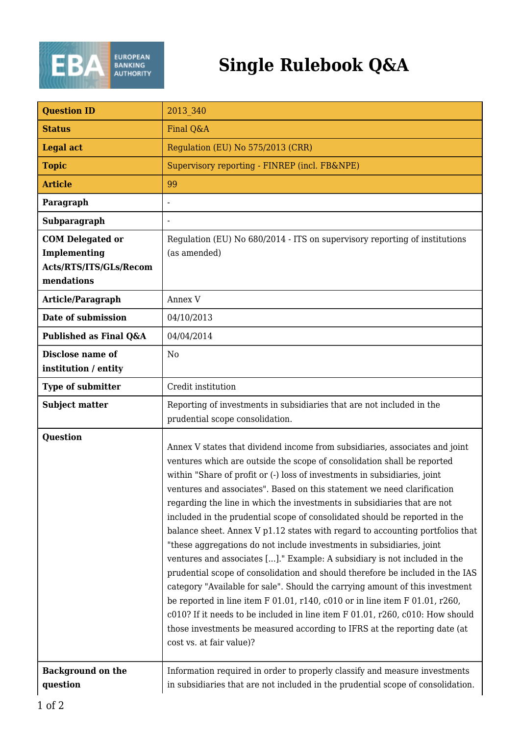# Single Rulebook Q&A

| Question ID | 2013_340 |
| --- | --- |
| Status | Final Q&A |
| Legal act | Regulation (EU) No 575/2013 (CRR) |
| Topic | Supervisory reporting - FINREP (incl. FB&NPE) |
| Article | 99 |
| Paragraph | - |
| Subparagraph | - |
| COM Delegated or Implementing Acts/RTS/ITS/GLs/Recommendations | Regulation (EU) No 680/2014 - ITS on supervisory reporting of institutions (as amended) |
| Article/Paragraph | Annex V |
| Date of submission | 04/10/2013 |
| Published as Final Q&A | 04/04/2014 |
| Disclose name of institution / entity | No |
| Type of submitter | Credit institution |
| Subject matter | Reporting of investments in subsidiaries that are not included in the prudential scope consolidation. |
| Question | Annex V states that dividend income from subsidiaries, associates and joint ventures which are outside the scope of consolidation shall be reported within "Share of profit or (-) loss of investments in subsidiaries, joint ventures and associates". Based on this statement we need clarification regarding the line in which the investments in subsidiaries that are not included in the prudential scope of consolidated should be reported in the balance sheet. Annex V p1.12 states with regard to accounting portfolios that "these aggregations do not include investments in subsidiaries, joint ventures and associates [...]." Example: A subsidiary is not included in the prudential scope of consolidation and should therefore be included in the IAS category "Available for sale". Should the carrying amount of this investment be reported in line item F 01.01, r140, c010 or in line item F 01.01, r260, c010? If it needs to be included in line item F 01.01, r260, c010: How should those investments be measured according to IFRS at the reporting date (at cost vs. at fair value)? |
| Background on the question | Information required in order to properly classify and measure investments in subsidiaries that are not included in the prudential scope of consolidation. |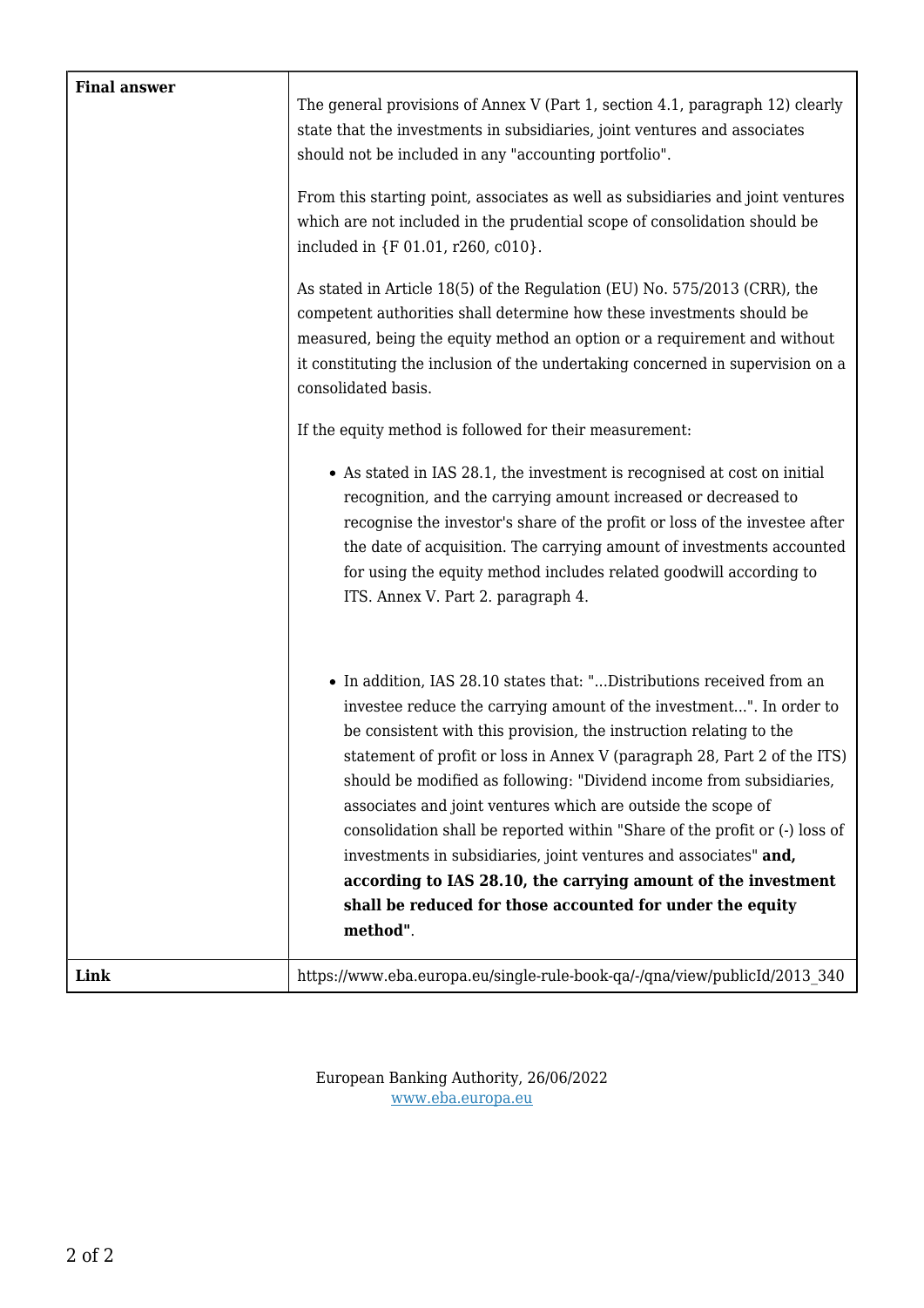| | |
|---|---|
| **Final answer** | The general provisions of Annex V (Part 1, section 4.1, paragraph 12) clearly state that the investments in subsidiaries, joint ventures and associates should not be included in any "accounting portfolio".<br><br>From this starting point, associates as well as subsidiaries and joint ventures which are not included in the prudential scope of consolidation should be included in {F 01.01, r260, c010}.<br><br>As stated in Article 18(5) of the Regulation (EU) No. 575/2013 (CRR), the competent authorities shall determine how these investments should be measured, being the equity method an option or a requirement and without it constituting the inclusion of the undertaking concerned in supervision on a consolidated basis.<br><br>If the equity method is followed for their measurement:<br><br>• As stated in IAS 28.1, the investment is recognised at cost on initial recognition, and the carrying amount increased or decreased to recognise the investor's share of the profit or loss of the investee after the date of acquisition. The carrying amount of investments accounted for using the equity method includes related goodwill according to ITS. Annex V. Part 2. paragraph 4.<br><br>• In addition, IAS 28.10 states that: "...Distributions received from an investee reduce the carrying amount of the investment...". In order to be consistent with this provision, the instruction relating to the statement of profit or loss in Annex V (paragraph 28, Part 2 of the ITS) should be modified as following: "Dividend income from subsidiaries, associates and joint ventures which are outside the scope of consolidation shall be reported within "Share of the profit or (-) loss of investments in subsidiaries, joint ventures and associates" **and, according to IAS 28.10, the carrying amount of the investment shall be reduced for those accounted for under the equity method"**. |
| **Link** | https://www.eba.europa.eu/single-rule-book-qa/-/qna/view/publicId/2013_340 |

European Banking Authority, 26/06/2022
www.eba.europa.eu